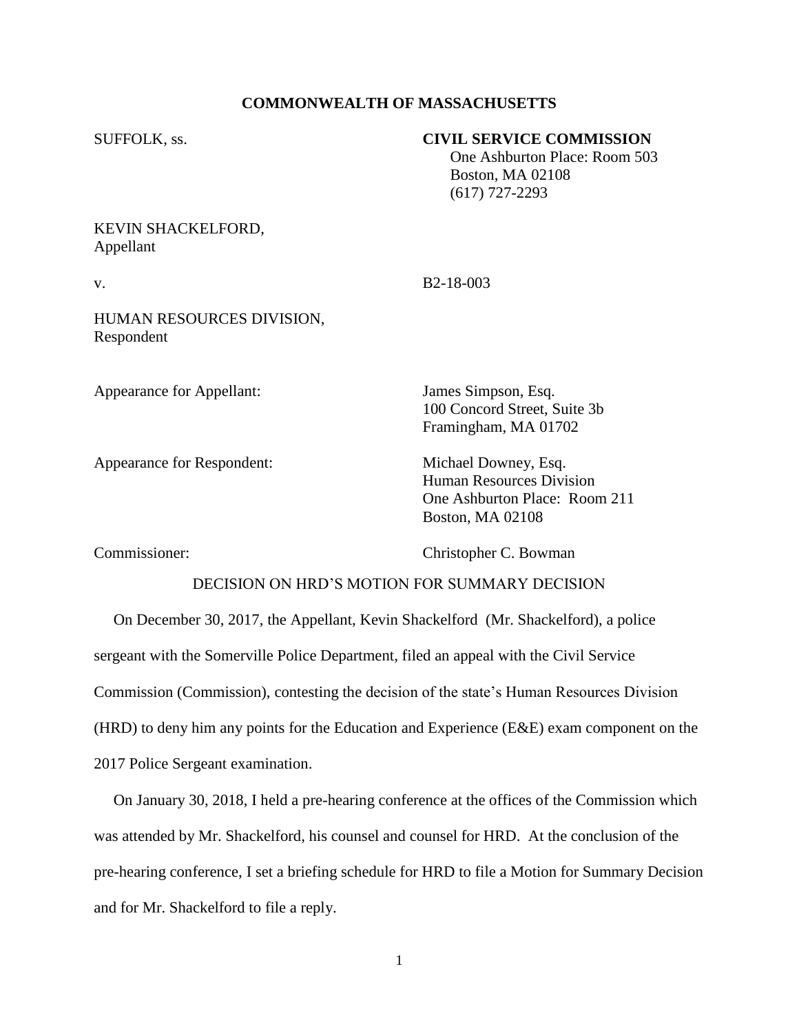## COMMONWEALTH OF MASSACHUSETTS

SUFFOLK, ss.

**CIVIL SERVICE COMMISSION**
One Ashburton Place: Room 503
Boston, MA 02108
(617) 727-2293

KEVIN SHACKELFORD,
Appellant

v. B2-18-003

HUMAN RESOURCES DIVISION,
Respondent

Appearance for Appellant: James Simpson, Esq.
100 Concord Street, Suite 3b
Framingham, MA 01702

Appearance for Respondent: Michael Downey, Esq.
Human Resources Division
One Ashburton Place: Room 211
Boston, MA 02108

Commissioner: Christopher C. Bowman

DECISION ON HRD'S MOTION FOR SUMMARY DECISION

On December 30, 2017, the Appellant, Kevin Shackelford (Mr. Shackelford), a police sergeant with the Somerville Police Department, filed an appeal with the Civil Service Commission (Commission), contesting the decision of the state's Human Resources Division (HRD) to deny him any points for the Education and Experience (E&E) exam component on the 2017 Police Sergeant examination.

On January 30, 2018, I held a pre-hearing conference at the offices of the Commission which was attended by Mr. Shackelford, his counsel and counsel for HRD. At the conclusion of the pre-hearing conference, I set a briefing schedule for HRD to file a Motion for Summary Decision and for Mr. Shackelford to file a reply.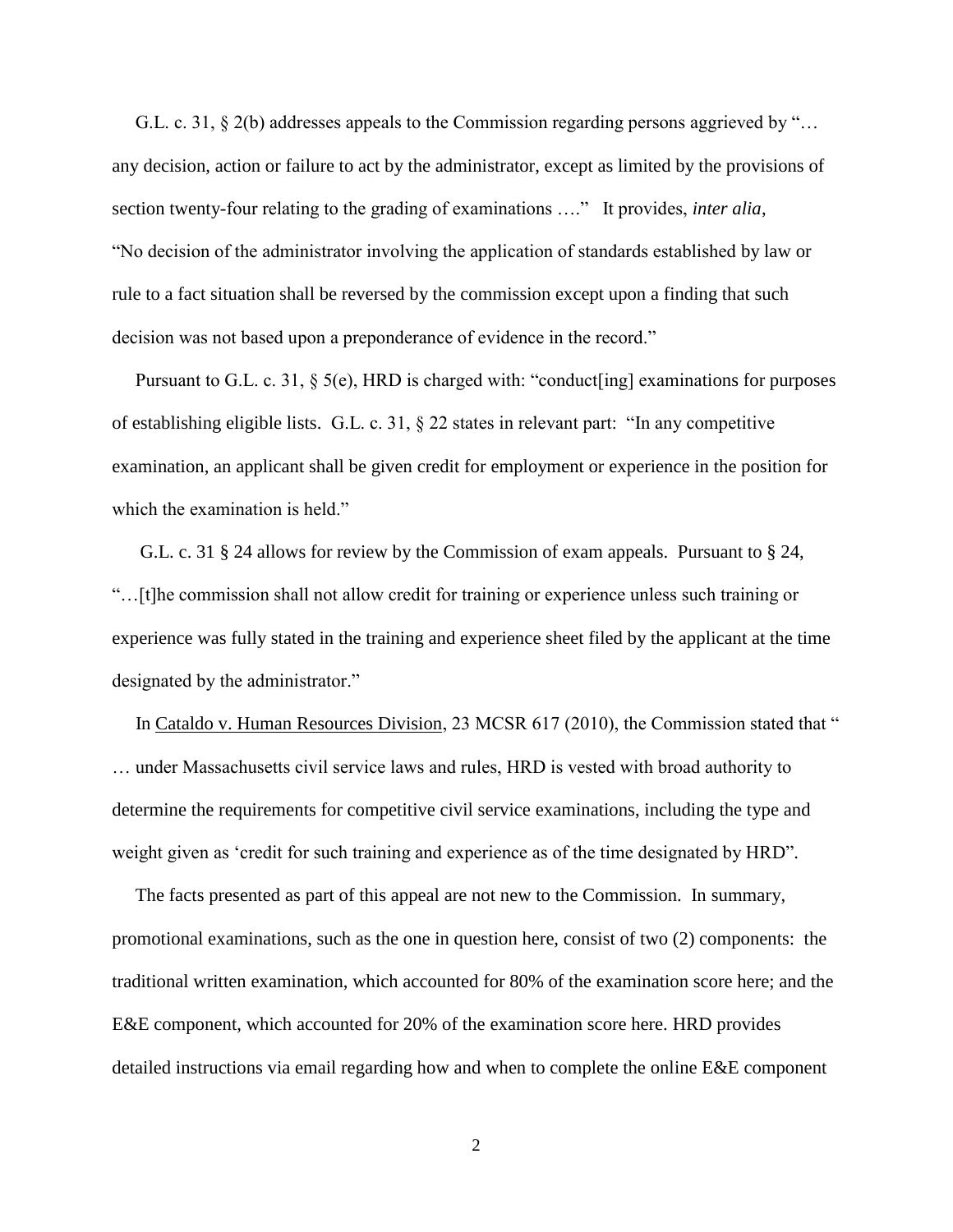G.L. c. 31, § 2(b) addresses appeals to the Commission regarding persons aggrieved by "… any decision, action or failure to act by the administrator, except as limited by the provisions of section twenty-four relating to the grading of examinations …." It provides, *inter alia*, "No decision of the administrator involving the application of standards established by law or rule to a fact situation shall be reversed by the commission except upon a finding that such decision was not based upon a preponderance of evidence in the record."

Pursuant to G.L. c. 31, § 5(e), HRD is charged with: "conduct[ing] examinations for purposes of establishing eligible lists. G.L. c. 31, § 22 states in relevant part: "In any competitive examination, an applicant shall be given credit for employment or experience in the position for which the examination is held."

G.L. c. 31 § 24 allows for review by the Commission of exam appeals. Pursuant to § 24, "…[t]he commission shall not allow credit for training or experience unless such training or experience was fully stated in the training and experience sheet filed by the applicant at the time designated by the administrator."

In Cataldo v. Human Resources Division, 23 MCSR 617 (2010), the Commission stated that " … under Massachusetts civil service laws and rules, HRD is vested with broad authority to determine the requirements for competitive civil service examinations, including the type and weight given as 'credit for such training and experience as of the time designated by HRD".

The facts presented as part of this appeal are not new to the Commission. In summary, promotional examinations, such as the one in question here, consist of two (2) components: the traditional written examination, which accounted for 80% of the examination score here; and the E&E component, which accounted for 20% of the examination score here. HRD provides detailed instructions via email regarding how and when to complete the online E&E component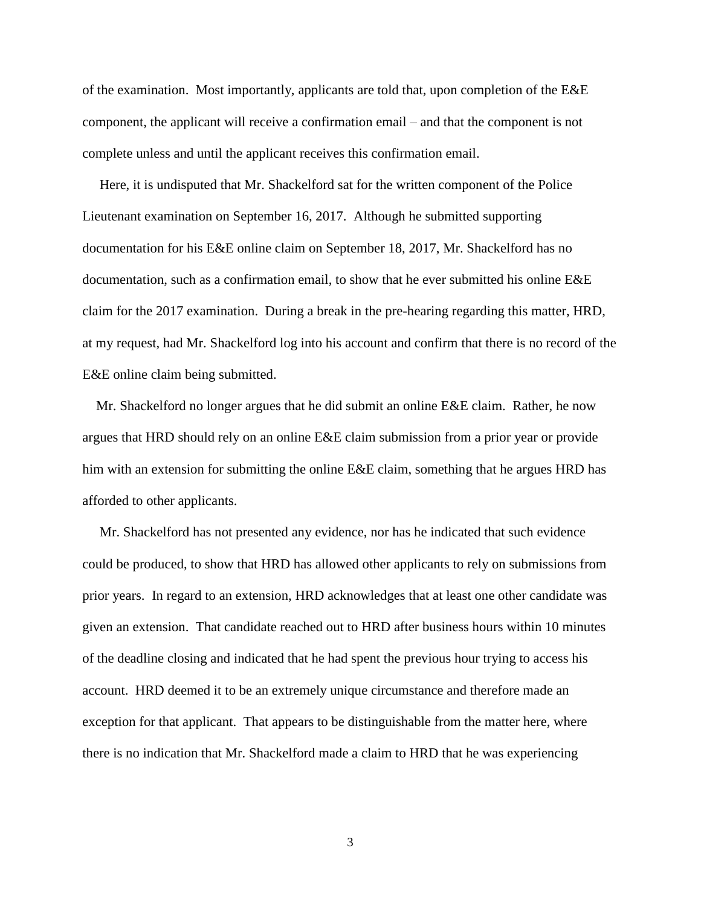of the examination. Most importantly, applicants are told that, upon completion of the E&E component, the applicant will receive a confirmation email – and that the component is not complete unless and until the applicant receives this confirmation email.

Here, it is undisputed that Mr. Shackelford sat for the written component of the Police Lieutenant examination on September 16, 2017. Although he submitted supporting documentation for his E&E online claim on September 18, 2017, Mr. Shackelford has no documentation, such as a confirmation email, to show that he ever submitted his online E&E claim for the 2017 examination. During a break in the pre-hearing regarding this matter, HRD, at my request, had Mr. Shackelford log into his account and confirm that there is no record of the E&E online claim being submitted.

Mr. Shackelford no longer argues that he did submit an online E&E claim. Rather, he now argues that HRD should rely on an online E&E claim submission from a prior year or provide him with an extension for submitting the online E&E claim, something that he argues HRD has afforded to other applicants.

Mr. Shackelford has not presented any evidence, nor has he indicated that such evidence could be produced, to show that HRD has allowed other applicants to rely on submissions from prior years. In regard to an extension, HRD acknowledges that at least one other candidate was given an extension. That candidate reached out to HRD after business hours within 10 minutes of the deadline closing and indicated that he had spent the previous hour trying to access his account. HRD deemed it to be an extremely unique circumstance and therefore made an exception for that applicant. That appears to be distinguishable from the matter here, where there is no indication that Mr. Shackelford made a claim to HRD that he was experiencing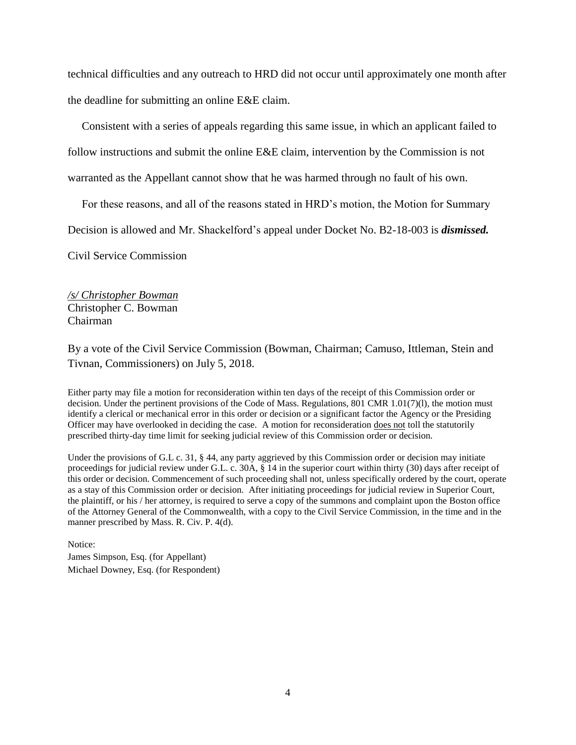technical difficulties and any outreach to HRD did not occur until approximately one month after the deadline for submitting an online E&E claim.

Consistent with a series of appeals regarding this same issue, in which an applicant failed to follow instructions and submit the online E&E claim, intervention by the Commission is not warranted as the Appellant cannot show that he was harmed through no fault of his own.

For these reasons, and all of the reasons stated in HRD's motion, the Motion for Summary Decision is allowed and Mr. Shackelford's appeal under Docket No. B2-18-003 is ***dismissed.***

Civil Service Commission

*/s/ Christopher Bowman*
Christopher C. Bowman
Chairman

By a vote of the Civil Service Commission (Bowman, Chairman; Camuso, Ittleman, Stein and Tivnan, Commissioners) on July 5, 2018.

Either party may file a motion for reconsideration within ten days of the receipt of this Commission order or decision. Under the pertinent provisions of the Code of Mass. Regulations, 801 CMR 1.01(7)(l), the motion must identify a clerical or mechanical error in this order or decision or a significant factor the Agency or the Presiding Officer may have overlooked in deciding the case. A motion for reconsideration does not toll the statutorily prescribed thirty-day time limit for seeking judicial review of this Commission order or decision.

Under the provisions of G.L c. 31, § 44, any party aggrieved by this Commission order or decision may initiate proceedings for judicial review under G.L. c. 30A, § 14 in the superior court within thirty (30) days after receipt of this order or decision. Commencement of such proceeding shall not, unless specifically ordered by the court, operate as a stay of this Commission order or decision. After initiating proceedings for judicial review in Superior Court, the plaintiff, or his / her attorney, is required to serve a copy of the summons and complaint upon the Boston office of the Attorney General of the Commonwealth, with a copy to the Civil Service Commission, in the time and in the manner prescribed by Mass. R. Civ. P. 4(d).

Notice:
James Simpson, Esq. (for Appellant)
Michael Downey, Esq. (for Respondent)